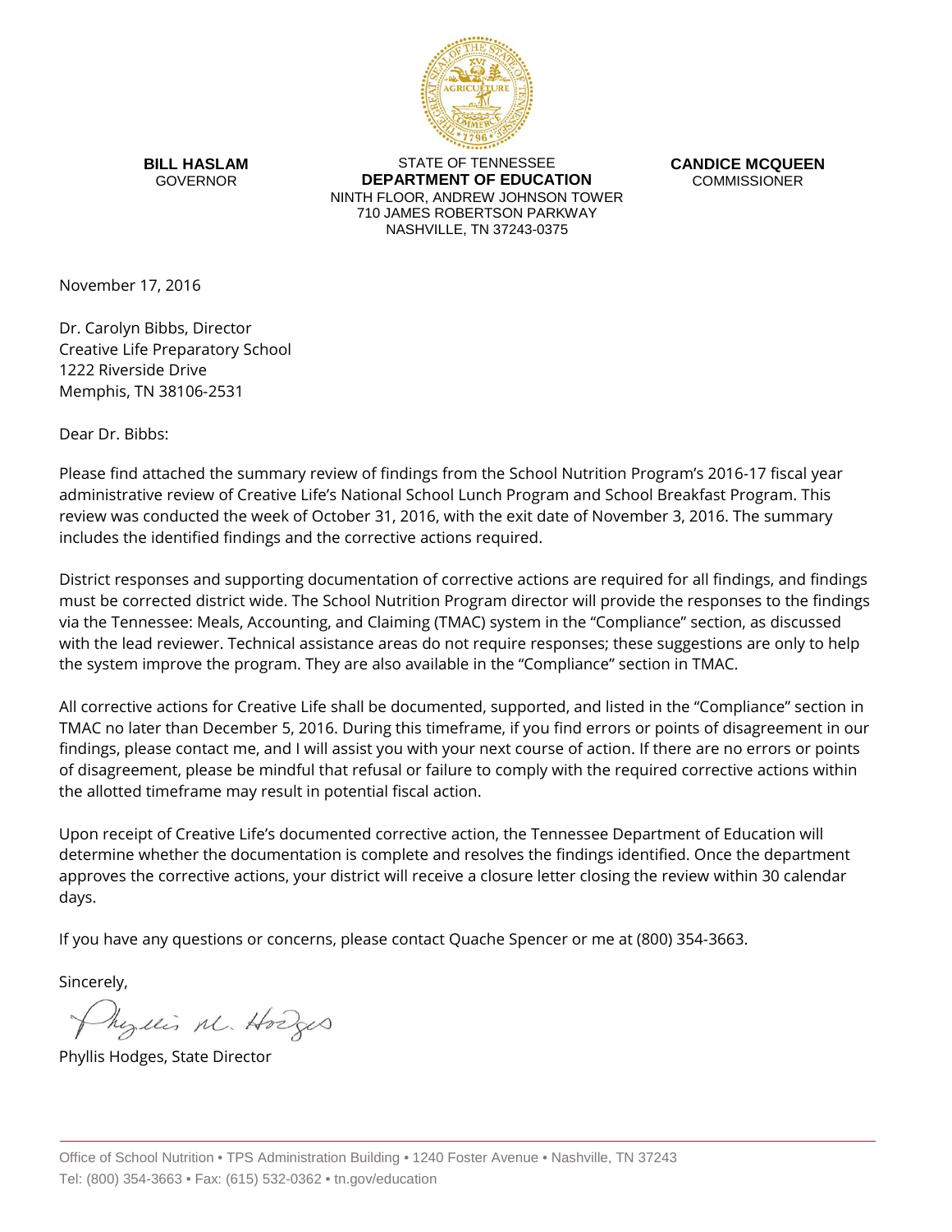**BILL HASLAM**
GOVERNOR

STATE OF TENNESSEE
**DEPARTMENT OF EDUCATION**
NINTH FLOOR, ANDREW JOHNSON TOWER
710 JAMES ROBERTSON PARKWAY
NASHVILLE, TN 37243-0375

**CANDICE MCQUEEN**
COMMISSIONER

November 17, 2016

Dr. Carolyn Bibbs, Director
Creative Life Preparatory School
1222 Riverside Drive
Memphis, TN 38106-2531

Dear Dr. Bibbs:

Please find attached the summary review of findings from the School Nutrition Program's 2016-17 fiscal year administrative review of Creative Life's National School Lunch Program and School Breakfast Program. This review was conducted the week of October 31, 2016, with the exit date of November 3, 2016. The summary includes the identified findings and the corrective actions required.

District responses and supporting documentation of corrective actions are required for all findings, and findings must be corrected district wide. The School Nutrition Program director will provide the responses to the findings via the Tennessee: Meals, Accounting, and Claiming (TMAC) system in the "Compliance" section, as discussed with the lead reviewer. Technical assistance areas do not require responses; these suggestions are only to help the system improve the program. They are also available in the "Compliance" section in TMAC.

All corrective actions for Creative Life shall be documented, supported, and listed in the "Compliance" section in TMAC no later than December 5, 2016. During this timeframe, if you find errors or points of disagreement in our findings, please contact me, and I will assist you with your next course of action. If there are no errors or points of disagreement, please be mindful that refusal or failure to comply with the required corrective actions within the allotted timeframe may result in potential fiscal action.

Upon receipt of Creative Life's documented corrective action, the Tennessee Department of Education will determine whether the documentation is complete and resolves the findings identified. Once the department approves the corrective actions, your district will receive a closure letter closing the review within 30 calendar days.

If you have any questions or concerns, please contact Quache Spencer or me at (800) 354-3663.

Sincerely,

Phyllis M. Hodges

Phyllis Hodges, State Director

Office of School Nutrition • TPS Administration Building • 1240 Foster Avenue • Nashville, TN 37243
Tel: (800) 354-3663 • Fax: (615) 532-0362 • tn.gov/education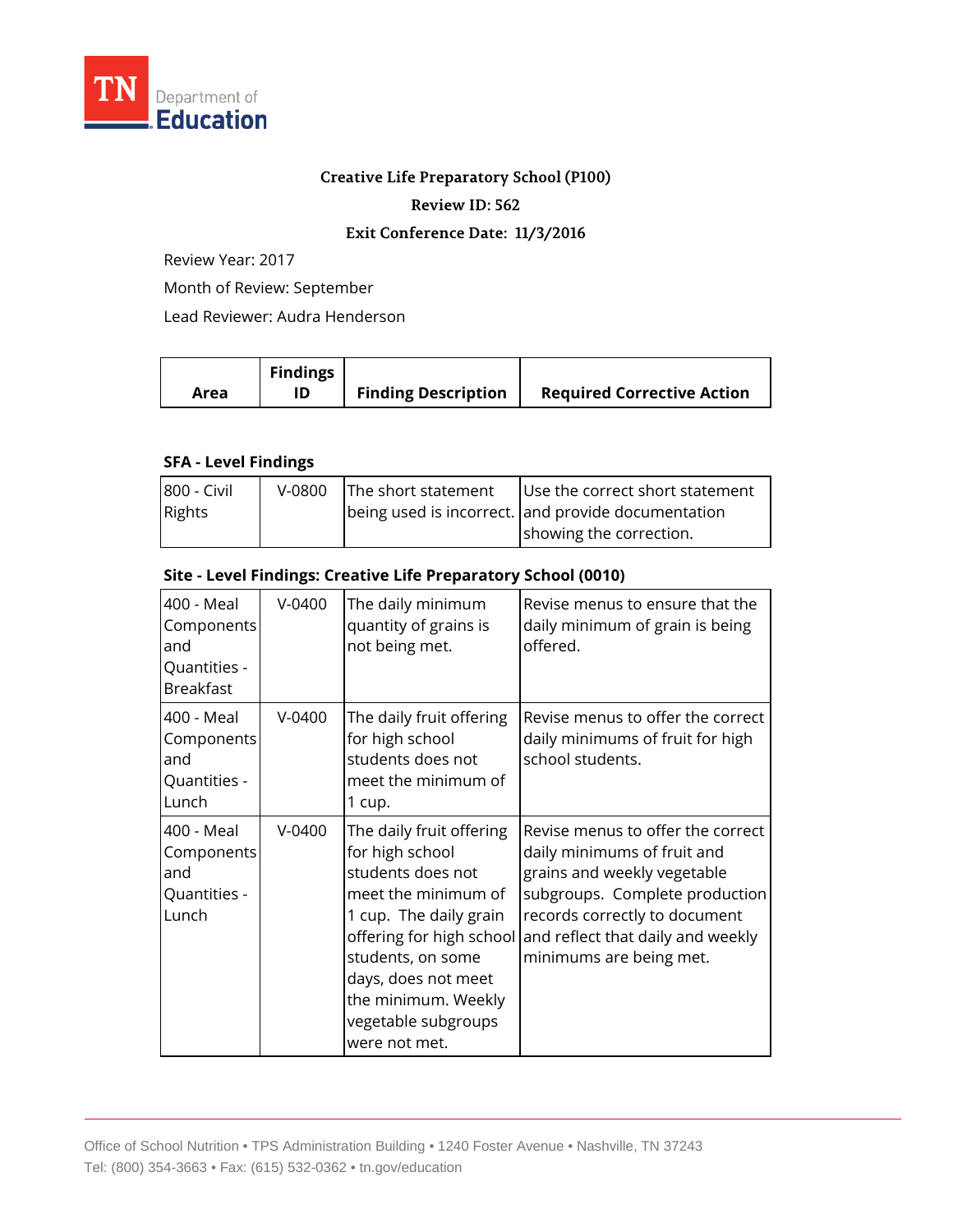TN Department of Education

**Creative Life Preparatory School (P100)**

**Review ID: 562**

**Exit Conference Date: 11/3/2016**

Review Year: 2017

Month of Review: September

Lead Reviewer: Audra Henderson

| Area | Findings ID | Finding Description | Required Corrective Action |
|---|---|---|---|

### SFA - Level Findings

| | | | |
|---|---|---|---|
| 800 - Civil Rights | V-0800 | The short statement being used is incorrect. | Use the correct short statement and provide documentation showing the correction. |

### Site - Level Findings: Creative Life Preparatory School (0010)

| | | | |
|---|---|---|---|
| 400 - Meal Components and Quantities - Breakfast | V-0400 | The daily minimum quantity of grains is not being met. | Revise menus to ensure that the daily minimum of grain is being offered. |
| 400 - Meal Components and Quantities - Lunch | V-0400 | The daily fruit offering for high school students does not meet the minimum of 1 cup. | Revise menus to offer the correct daily minimums of fruit for high school students. |
| 400 - Meal Components and Quantities - Lunch | V-0400 | The daily fruit offering for high school students does not meet the minimum of 1 cup. The daily grain offering for high school students, on some days, does not meet the minimum. Weekly vegetable subgroups were not met. | Revise menus to offer the correct daily minimums of fruit and grains and weekly vegetable subgroups. Complete production records correctly to document and reflect that daily and weekly minimums are being met. |

Office of School Nutrition • TPS Administration Building • 1240 Foster Avenue • Nashville, TN 37243
Tel: (800) 354-3663 • Fax: (615) 532-0362 • tn.gov/education